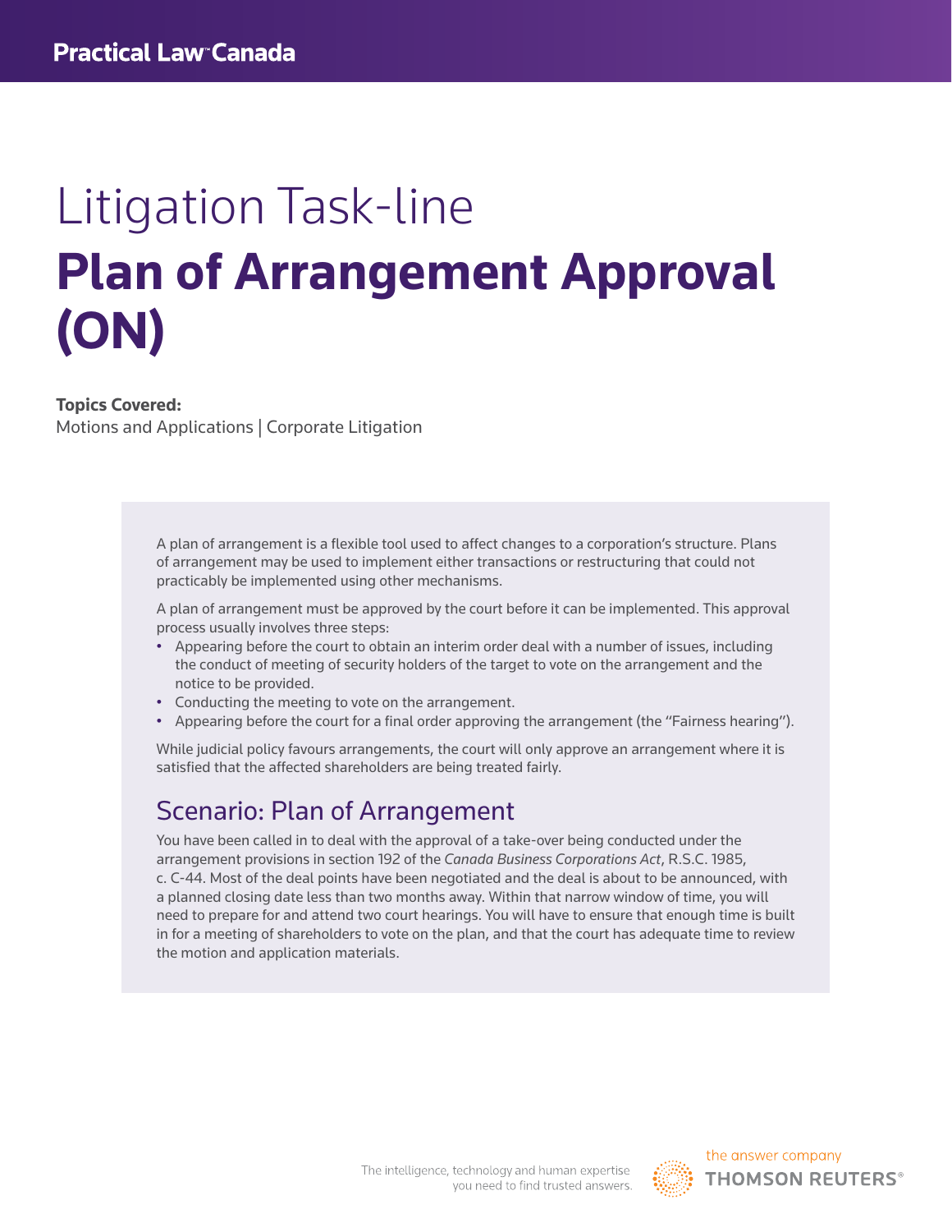Practical Law Canada

# Litigation Task-line

# Plan of Arrangement Approval (ON)

**Topics Covered:**
Motions and Applications | Corporate Litigation

A plan of arrangement is a flexible tool used to affect changes to a corporation's structure. Plans of arrangement may be used to implement either transactions or restructuring that could not practicably be implemented using other mechanisms.

A plan of arrangement must be approved by the court before it can be implemented. This approval process usually involves three steps:

- Appearing before the court to obtain an interim order deal with a number of issues, including the conduct of meeting of security holders of the target to vote on the arrangement and the notice to be provided.
- Conducting the meeting to vote on the arrangement.
- Appearing before the court for a final order approving the arrangement (the "Fairness hearing").

While judicial policy favours arrangements, the court will only approve an arrangement where it is satisfied that the affected shareholders are being treated fairly.

## Scenario: Plan of Arrangement

You have been called in to deal with the approval of a take-over being conducted under the arrangement provisions in section 192 of the *Canada Business Corporations Act*, R.S.C. 1985, c. C-44. Most of the deal points have been negotiated and the deal is about to be announced, with a planned closing date less than two months away. Within that narrow window of time, you will need to prepare for and attend two court hearings. You will have to ensure that enough time is built in for a meeting of shareholders to vote on the plan, and that the court has adequate time to review the motion and application materials.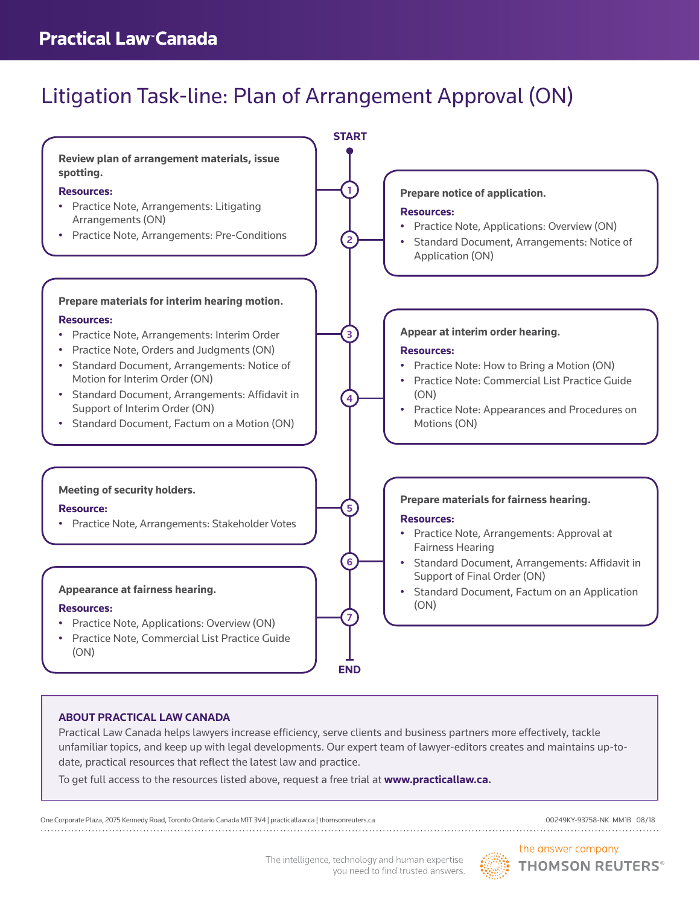# Litigation Task-line: Plan of Arrangement Approval (ON)

**START**

**1. Review plan of arrangement materials, issue spotting.**

**Resources:**

- Practice Note, Arrangements: Litigating Arrangements (ON)
- Practice Note, Arrangements: Pre-Conditions

**2. Prepare notice of application.**

**Resources:**

- Practice Note, Applications: Overview (ON)
- Standard Document, Arrangements: Notice of Application (ON)

**3. Prepare materials for interim hearing motion.**

**Resources:**

- Practice Note, Arrangements: Interim Order
- Practice Note, Orders and Judgments (ON)
- Standard Document, Arrangements: Notice of Motion for Interim Order (ON)
- Standard Document, Arrangements: Affidavit in Support of Interim Order (ON)
- Standard Document, Factum on a Motion (ON)

**4. Appear at interim order hearing.**

**Resources:**

- Practice Note: How to Bring a Motion (ON)
- Practice Note: Commercial List Practice Guide (ON)
- Practice Note: Appearances and Procedures on Motions (ON)

**5. Meeting of security holders.**

**Resource:**

- Practice Note, Arrangements: Stakeholder Votes

**6. Prepare materials for fairness hearing.**

**Resources:**

- Practice Note, Arrangements: Approval at Fairness Hearing
- Standard Document, Arrangements: Affidavit in Support of Final Order (ON)
- Standard Document, Factum on an Application (ON)

**7. Appearance at fairness hearing.**

**Resources:**

- Practice Note, Applications: Overview (ON)
- Practice Note, Commercial List Practice Guide (ON)

**END**

## ABOUT PRACTICAL LAW CANADA

Practical Law Canada helps lawyers increase efficiency, serve clients and business partners more effectively, tackle unfamiliar topics, and keep up with legal developments. Our expert team of lawyer-editors creates and maintains up-to-date, practical resources that reflect the latest law and practice.

To get full access to the resources listed above, request a free trial at **www.practicallaw.ca.**

One Corporate Plaza, 2075 Kennedy Road, Toronto Ontario Canada M1T 3V4 | practicallaw.ca | thomsonreuters.ca

00249KY-93758-NK MM1B 08/18

The intelligence, technology and human expertise you need to find trusted answers.

the answer company
THOMSON REUTERS®